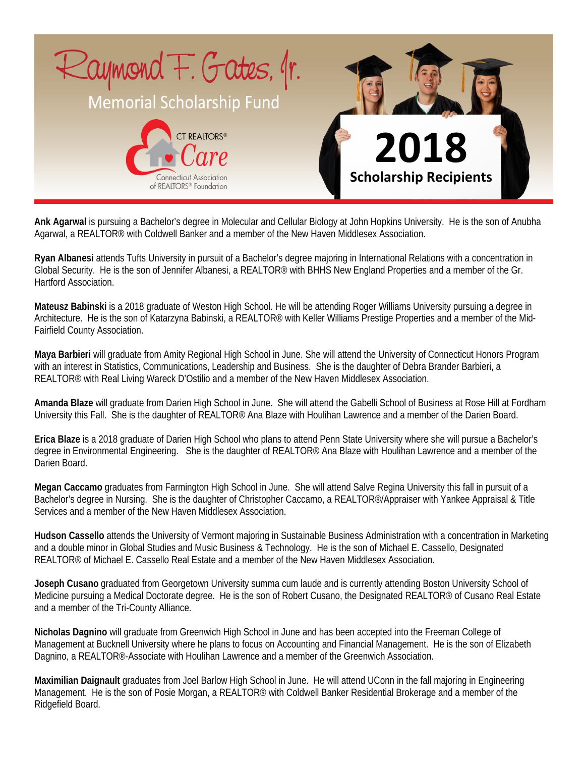# Raymond F. Gates, Jr. Memorial Scholarship Fund

CT REALTORS® Care
Connecticut Association of REALTORS® Foundation

## 2018 Scholarship Recipients

**Ank Agarwal** is pursuing a Bachelor's degree in Molecular and Cellular Biology at John Hopkins University. He is the son of Anubha Agarwal, a REALTOR® with Coldwell Banker and a member of the New Haven Middlesex Association.

**Ryan Albanesi** attends Tufts University in pursuit of a Bachelor's degree majoring in International Relations with a concentration in Global Security. He is the son of Jennifer Albanesi, a REALTOR® with BHHS New England Properties and a member of the Gr. Hartford Association.

**Mateusz Babinski** is a 2018 graduate of Weston High School. He will be attending Roger Williams University pursuing a degree in Architecture. He is the son of Katarzyna Babinski, a REALTOR® with Keller Williams Prestige Properties and a member of the Mid-Fairfield County Association.

**Maya Barbieri** will graduate from Amity Regional High School in June. She will attend the University of Connecticut Honors Program with an interest in Statistics, Communications, Leadership and Business. She is the daughter of Debra Brander Barbieri, a REALTOR® with Real Living Wareck D'Ostilio and a member of the New Haven Middlesex Association.

**Amanda Blaze** will graduate from Darien High School in June. She will attend the Gabelli School of Business at Rose Hill at Fordham University this Fall. She is the daughter of REALTOR® Ana Blaze with Houlihan Lawrence and a member of the Darien Board.

**Erica Blaze** is a 2018 graduate of Darien High School who plans to attend Penn State University where she will pursue a Bachelor's degree in Environmental Engineering. She is the daughter of REALTOR® Ana Blaze with Houlihan Lawrence and a member of the Darien Board.

**Megan Caccamo** graduates from Farmington High School in June. She will attend Salve Regina University this fall in pursuit of a Bachelor's degree in Nursing. She is the daughter of Christopher Caccamo, a REALTOR®/Appraiser with Yankee Appraisal & Title Services and a member of the New Haven Middlesex Association.

**Hudson Cassello** attends the University of Vermont majoring in Sustainable Business Administration with a concentration in Marketing and a double minor in Global Studies and Music Business & Technology. He is the son of Michael E. Cassello, Designated REALTOR® of Michael E. Cassello Real Estate and a member of the New Haven Middlesex Association.

**Joseph Cusano** graduated from Georgetown University summa cum laude and is currently attending Boston University School of Medicine pursuing a Medical Doctorate degree. He is the son of Robert Cusano, the Designated REALTOR® of Cusano Real Estate and a member of the Tri-County Alliance.

**Nicholas Dagnino** will graduate from Greenwich High School in June and has been accepted into the Freeman College of Management at Bucknell University where he plans to focus on Accounting and Financial Management. He is the son of Elizabeth Dagnino, a REALTOR®-Associate with Houlihan Lawrence and a member of the Greenwich Association.

**Maximilian Daignault** graduates from Joel Barlow High School in June. He will attend UConn in the fall majoring in Engineering Management. He is the son of Posie Morgan, a REALTOR® with Coldwell Banker Residential Brokerage and a member of the Ridgefield Board.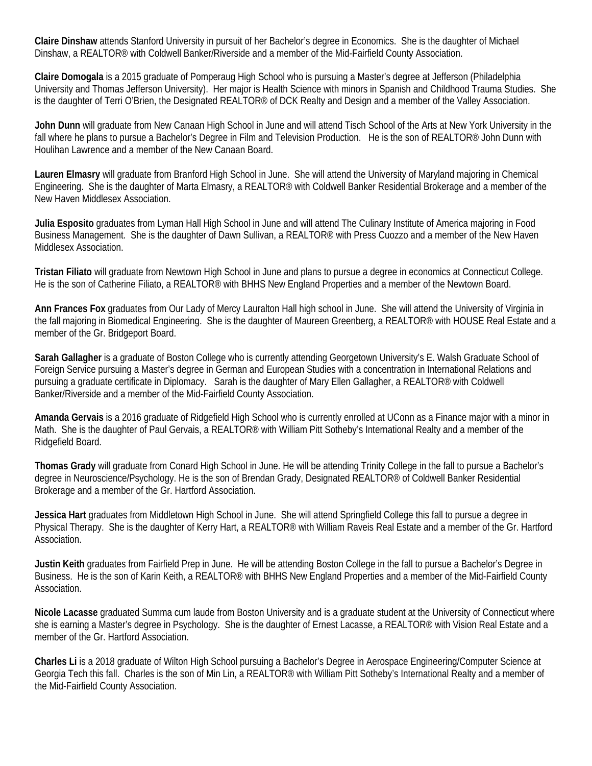**Claire Dinshaw** attends Stanford University in pursuit of her Bachelor's degree in Economics. She is the daughter of Michael Dinshaw, a REALTOR® with Coldwell Banker/Riverside and a member of the Mid-Fairfield County Association.

**Claire Domogala** is a 2015 graduate of Pomperaug High School who is pursuing a Master's degree at Jefferson (Philadelphia University and Thomas Jefferson University). Her major is Health Science with minors in Spanish and Childhood Trauma Studies. She is the daughter of Terri O'Brien, the Designated REALTOR® of DCK Realty and Design and a member of the Valley Association.

**John Dunn** will graduate from New Canaan High School in June and will attend Tisch School of the Arts at New York University in the fall where he plans to pursue a Bachelor's Degree in Film and Television Production. He is the son of REALTOR® John Dunn with Houlihan Lawrence and a member of the New Canaan Board.

**Lauren Elmasry** will graduate from Branford High School in June. She will attend the University of Maryland majoring in Chemical Engineering. She is the daughter of Marta Elmasry, a REALTOR® with Coldwell Banker Residential Brokerage and a member of the New Haven Middlesex Association.

**Julia Esposito** graduates from Lyman Hall High School in June and will attend The Culinary Institute of America majoring in Food Business Management. She is the daughter of Dawn Sullivan, a REALTOR® with Press Cuozzo and a member of the New Haven Middlesex Association.

**Tristan Filiato** will graduate from Newtown High School in June and plans to pursue a degree in economics at Connecticut College. He is the son of Catherine Filiato, a REALTOR® with BHHS New England Properties and a member of the Newtown Board.

**Ann Frances Fox** graduates from Our Lady of Mercy Lauralton Hall high school in June. She will attend the University of Virginia in the fall majoring in Biomedical Engineering. She is the daughter of Maureen Greenberg, a REALTOR® with HOUSE Real Estate and a member of the Gr. Bridgeport Board.

**Sarah Gallagher** is a graduate of Boston College who is currently attending Georgetown University's E. Walsh Graduate School of Foreign Service pursuing a Master's degree in German and European Studies with a concentration in International Relations and pursuing a graduate certificate in Diplomacy. Sarah is the daughter of Mary Ellen Gallagher, a REALTOR® with Coldwell Banker/Riverside and a member of the Mid-Fairfield County Association.

**Amanda Gervais** is a 2016 graduate of Ridgefield High School who is currently enrolled at UConn as a Finance major with a minor in Math. She is the daughter of Paul Gervais, a REALTOR® with William Pitt Sotheby's International Realty and a member of the Ridgefield Board.

**Thomas Grady** will graduate from Conard High School in June. He will be attending Trinity College in the fall to pursue a Bachelor's degree in Neuroscience/Psychology. He is the son of Brendan Grady, Designated REALTOR® of Coldwell Banker Residential Brokerage and a member of the Gr. Hartford Association.

**Jessica Hart** graduates from Middletown High School in June. She will attend Springfield College this fall to pursue a degree in Physical Therapy. She is the daughter of Kerry Hart, a REALTOR® with William Raveis Real Estate and a member of the Gr. Hartford Association.

**Justin Keith** graduates from Fairfield Prep in June. He will be attending Boston College in the fall to pursue a Bachelor's Degree in Business. He is the son of Karin Keith, a REALTOR® with BHHS New England Properties and a member of the Mid-Fairfield County Association.

**Nicole Lacasse** graduated Summa cum laude from Boston University and is a graduate student at the University of Connecticut where she is earning a Master's degree in Psychology. She is the daughter of Ernest Lacasse, a REALTOR® with Vision Real Estate and a member of the Gr. Hartford Association.

**Charles Li** is a 2018 graduate of Wilton High School pursuing a Bachelor's Degree in Aerospace Engineering/Computer Science at Georgia Tech this fall. Charles is the son of Min Lin, a REALTOR® with William Pitt Sotheby's International Realty and a member of the Mid-Fairfield County Association.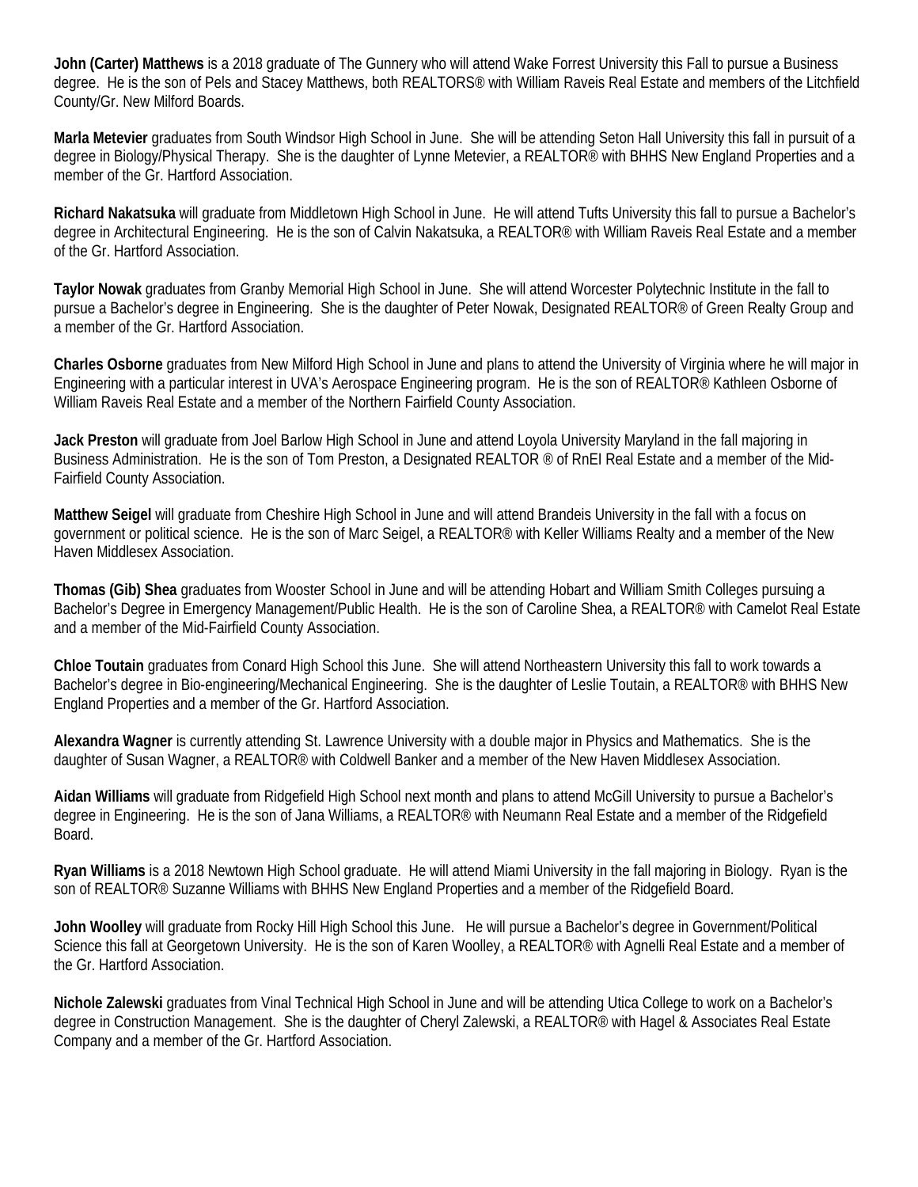**John (Carter) Matthews** is a 2018 graduate of The Gunnery who will attend Wake Forrest University this Fall to pursue a Business degree. He is the son of Pels and Stacey Matthews, both REALTORS® with William Raveis Real Estate and members of the Litchfield County/Gr. New Milford Boards.

**Marla Metevier** graduates from South Windsor High School in June. She will be attending Seton Hall University this fall in pursuit of a degree in Biology/Physical Therapy. She is the daughter of Lynne Metevier, a REALTOR® with BHHS New England Properties and a member of the Gr. Hartford Association.

**Richard Nakatsuka** will graduate from Middletown High School in June. He will attend Tufts University this fall to pursue a Bachelor's degree in Architectural Engineering. He is the son of Calvin Nakatsuka, a REALTOR® with William Raveis Real Estate and a member of the Gr. Hartford Association.

**Taylor Nowak** graduates from Granby Memorial High School in June. She will attend Worcester Polytechnic Institute in the fall to pursue a Bachelor's degree in Engineering. She is the daughter of Peter Nowak, Designated REALTOR® of Green Realty Group and a member of the Gr. Hartford Association.

**Charles Osborne** graduates from New Milford High School in June and plans to attend the University of Virginia where he will major in Engineering with a particular interest in UVA's Aerospace Engineering program. He is the son of REALTOR® Kathleen Osborne of William Raveis Real Estate and a member of the Northern Fairfield County Association.

**Jack Preston** will graduate from Joel Barlow High School in June and attend Loyola University Maryland in the fall majoring in Business Administration. He is the son of Tom Preston, a Designated REALTOR ® of RnEI Real Estate and a member of the Mid-Fairfield County Association.

**Matthew Seigel** will graduate from Cheshire High School in June and will attend Brandeis University in the fall with a focus on government or political science. He is the son of Marc Seigel, a REALTOR® with Keller Williams Realty and a member of the New Haven Middlesex Association.

**Thomas (Gib) Shea** graduates from Wooster School in June and will be attending Hobart and William Smith Colleges pursuing a Bachelor's Degree in Emergency Management/Public Health. He is the son of Caroline Shea, a REALTOR® with Camelot Real Estate and a member of the Mid-Fairfield County Association.

**Chloe Toutain** graduates from Conard High School this June. She will attend Northeastern University this fall to work towards a Bachelor's degree in Bio-engineering/Mechanical Engineering. She is the daughter of Leslie Toutain, a REALTOR® with BHHS New England Properties and a member of the Gr. Hartford Association.

**Alexandra Wagner** is currently attending St. Lawrence University with a double major in Physics and Mathematics. She is the daughter of Susan Wagner, a REALTOR® with Coldwell Banker and a member of the New Haven Middlesex Association.

**Aidan Williams** will graduate from Ridgefield High School next month and plans to attend McGill University to pursue a Bachelor's degree in Engineering. He is the son of Jana Williams, a REALTOR® with Neumann Real Estate and a member of the Ridgefield Board.

**Ryan Williams** is a 2018 Newtown High School graduate. He will attend Miami University in the fall majoring in Biology. Ryan is the son of REALTOR® Suzanne Williams with BHHS New England Properties and a member of the Ridgefield Board.

**John Woolley** will graduate from Rocky Hill High School this June. He will pursue a Bachelor's degree in Government/Political Science this fall at Georgetown University. He is the son of Karen Woolley, a REALTOR® with Agnelli Real Estate and a member of the Gr. Hartford Association.

**Nichole Zalewski** graduates from Vinal Technical High School in June and will be attending Utica College to work on a Bachelor's degree in Construction Management. She is the daughter of Cheryl Zalewski, a REALTOR® with Hagel & Associates Real Estate Company and a member of the Gr. Hartford Association.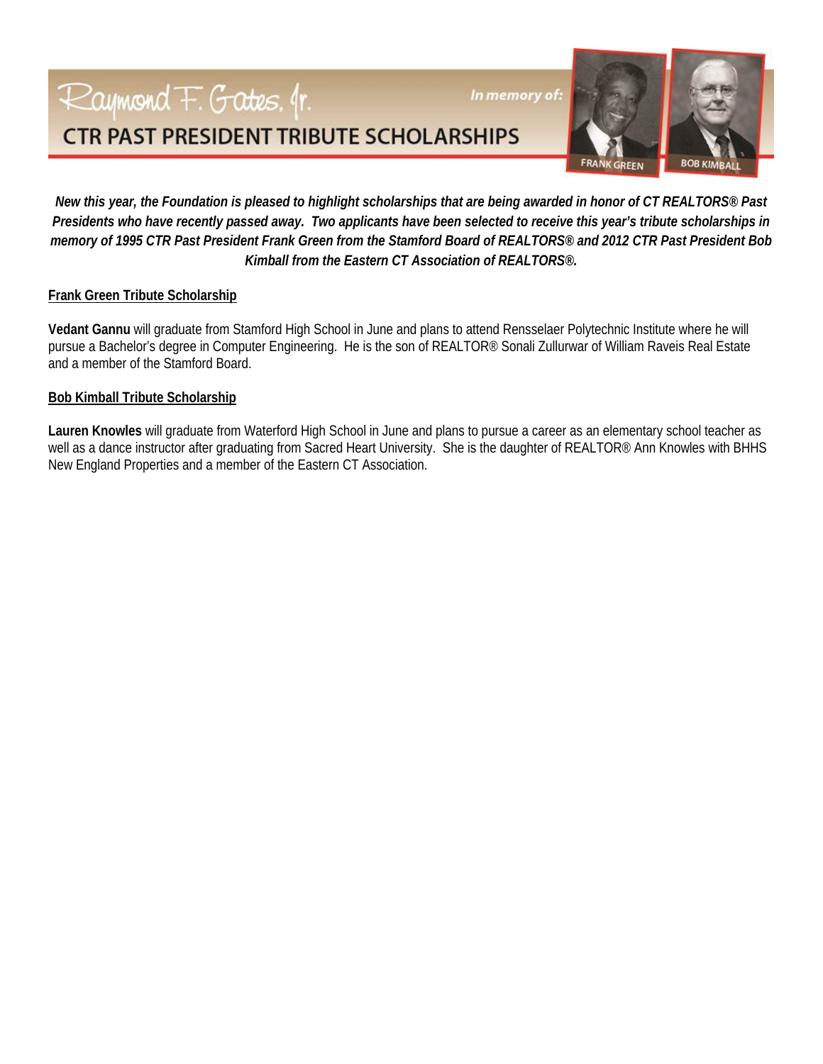# Raymond F. Gates, Jr.

## CTR PAST PRESIDENT TRIBUTE SCHOLARSHIPS

In memory of:

FRANK GREEN

BOB KIMBALL

***New this year, the Foundation is pleased to highlight scholarships that are being awarded in honor of CT REALTORS® Past Presidents who have recently passed away. Two applicants have been selected to receive this year's tribute scholarships in memory of 1995 CTR Past President Frank Green from the Stamford Board of REALTORS® and 2012 CTR Past President Bob Kimball from the Eastern CT Association of REALTORS®.***

**Frank Green Tribute Scholarship**

**Vedant Gannu** will graduate from Stamford High School in June and plans to attend Rensselaer Polytechnic Institute where he will pursue a Bachelor's degree in Computer Engineering. He is the son of REALTOR® Sonali Zullurwar of William Raveis Real Estate and a member of the Stamford Board.

**Bob Kimball Tribute Scholarship**

**Lauren Knowles** will graduate from Waterford High School in June and plans to pursue a career as an elementary school teacher as well as a dance instructor after graduating from Sacred Heart University. She is the daughter of REALTOR® Ann Knowles with BHHS New England Properties and a member of the Eastern CT Association.